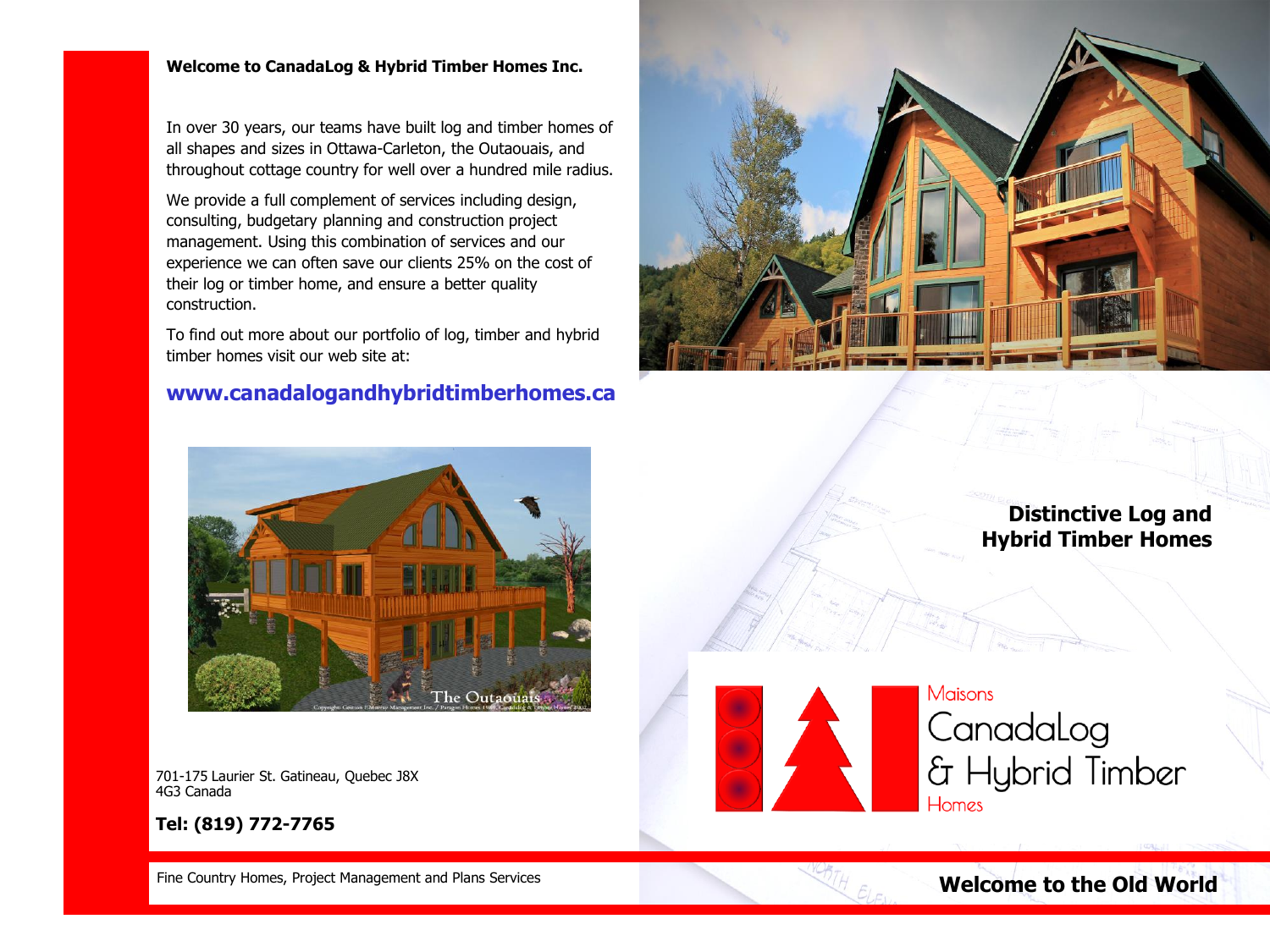**Welcome to CanadaLog & Hybrid Timber Homes Inc.**

In over 30 years, our teams have built log and timber homes of all shapes and sizes in Ottawa-Carleton, the Outaouais, and throughout cottage country for well over a hundred mile radius.

We provide a full complement of services including design, consulting, budgetary planning and construction project management. Using this combination of services and our experience we can often save our clients 25% on the cost of their log or timber home, and ensure a better quality construction.

To find out more about our portfolio of log, timber and hybrid timber homes visit our web site at:

**www.canadalogandhybridtimberhomes.ca**

The Outaouais

701-175 Laurier St. Gatineau, Quebec J8X 4G3 Canada

**Tel: (819) 772-7765**

Fine Country Homes, Project Management and Plans Services

## Distinctive Log and Hybrid Timber Homes

Maisons
CanadaLog
& Hybrid Timber
Homes

**Welcome to the Old World**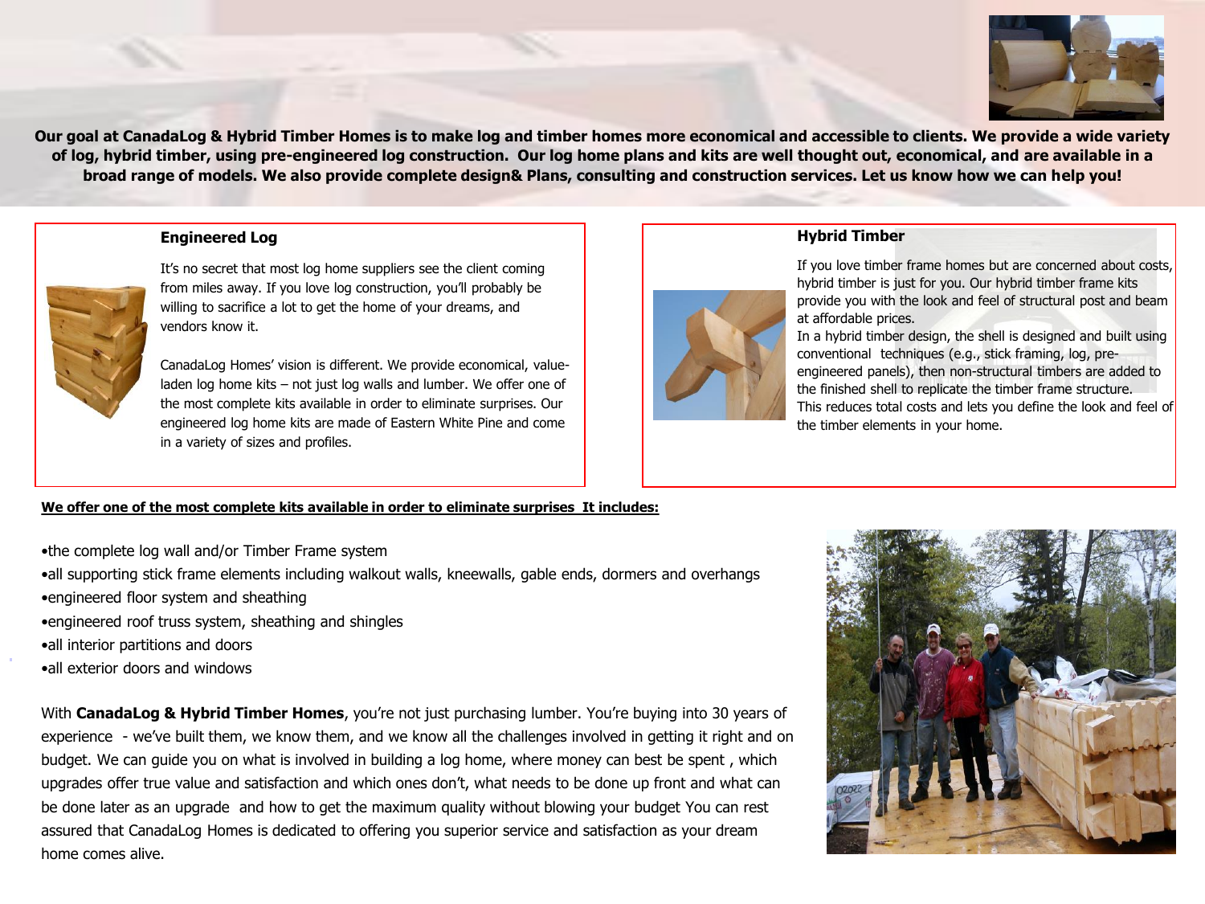**Our goal at CanadaLog & Hybrid Timber Homes is to make log and timber homes more economical and accessible to clients. We provide a wide variety of log, hybrid timber, using pre-engineered log construction. Our log home plans and kits are well thought out, economical, and are available in a broad range of models. We also provide complete design& Plans, consulting and construction services. Let us know how we can help you!**

### Engineered Log

It's no secret that most log home suppliers see the client coming from miles away. If you love log construction, you'll probably be willing to sacrifice a lot to get the home of your dreams, and vendors know it.

CanadaLog Homes' vision is different. We provide economical, value-laden log home kits – not just log walls and lumber. We offer one of the most complete kits available in order to eliminate surprises. Our engineered log home kits are made of Eastern White Pine and come in a variety of sizes and profiles.

### Hybrid Timber

If you love timber frame homes but are concerned about costs, hybrid timber is just for you. Our hybrid timber frame kits provide you with the look and feel of structural post and beam at affordable prices.
In a hybrid timber design, the shell is designed and built using conventional techniques (e.g., stick framing, log, pre-engineered panels), then non-structural timbers are added to the finished shell to replicate the timber frame structure.
This reduces total costs and lets you define the look and feel of the timber elements in your home.

**We offer one of the most complete kits available in order to eliminate surprises It includes:**

- the complete log wall and/or Timber Frame system
- all supporting stick frame elements including walkout walls, kneewalls, gable ends, dormers and overhangs
- engineered floor system and sheathing
- engineered roof truss system, sheathing and shingles
- all interior partitions and doors
- all exterior doors and windows

With **CanadaLog & Hybrid Timber Homes**, you're not just purchasing lumber. You're buying into 30 years of experience - we've built them, we know them, and we know all the challenges involved in getting it right and on budget. We can guide you on what is involved in building a log home, where money can best be spent , which upgrades offer true value and satisfaction and which ones don't, what needs to be done up front and what can be done later as an upgrade and how to get the maximum quality without blowing your budget You can rest assured that CanadaLog Homes is dedicated to offering you superior service and satisfaction as your dream home comes alive.